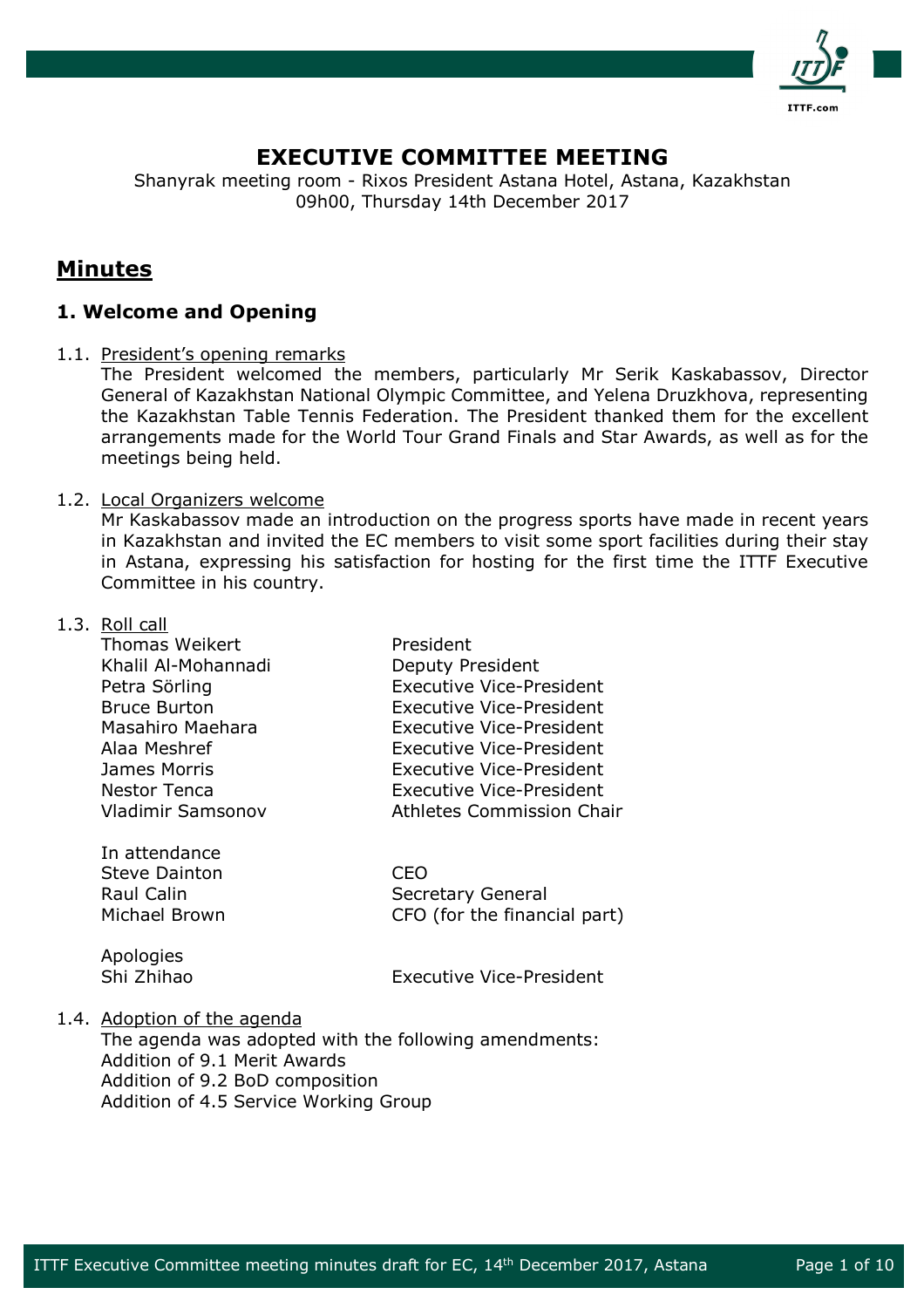# EXECUTIVE COMMITTEE MEETING

Shanyrak meeting room - Rixos President Astana Hotel, Astana, Kazakhstan
09h00, Thursday 14th December 2017

## Minutes

### 1. Welcome and Opening

1.1. President's opening remarks

The President welcomed the members, particularly Mr Serik Kaskabassov, Director General of Kazakhstan National Olympic Committee, and Yelena Druzkhova, representing the Kazakhstan Table Tennis Federation. The President thanked them for the excellent arrangements made for the World Tour Grand Finals and Star Awards, as well as for the meetings being held.

1.2. Local Organizers welcome

Mr Kaskabassov made an introduction on the progress sports have made in recent years in Kazakhstan and invited the EC members to visit some sport facilities during their stay in Astana, expressing his satisfaction for hosting for the first time the ITTF Executive Committee in his country.

1.3. Roll call

| | |
|---|---|
| Thomas Weikert | President |
| Khalil Al-Mohannadi | Deputy President |
| Petra Sörling | Executive Vice-President |
| Bruce Burton | Executive Vice-President |
| Masahiro Maehara | Executive Vice-President |
| Alaa Meshref | Executive Vice-President |
| James Morris | Executive Vice-President |
| Nestor Tenca | Executive Vice-President |
| Vladimir Samsonov | Athletes Commission Chair |

In attendance

| | |
|---|---|
| Steve Dainton | CEO |
| Raul Calin | Secretary General |
| Michael Brown | CFO (for the financial part) |

Apologies

| | |
|---|---|
| Shi Zhihao | Executive Vice-President |

1.4. Adoption of the agenda

The agenda was adopted with the following amendments:
Addition of 9.1 Merit Awards
Addition of 9.2 BoD composition
Addition of 4.5 Service Working Group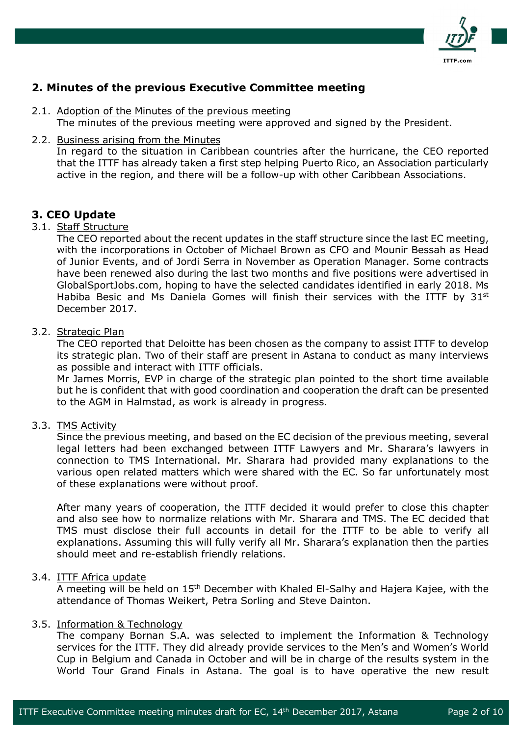## 2. Minutes of the previous Executive Committee meeting

2.1. Adoption of the Minutes of the previous meeting

The minutes of the previous meeting were approved and signed by the President.

2.2. Business arising from the Minutes

In regard to the situation in Caribbean countries after the hurricane, the CEO reported that the ITTF has already taken a first step helping Puerto Rico, an Association particularly active in the region, and there will be a follow-up with other Caribbean Associations.

## 3. CEO Update

3.1. Staff Structure

The CEO reported about the recent updates in the staff structure since the last EC meeting, with the incorporations in October of Michael Brown as CFO and Mounir Bessah as Head of Junior Events, and of Jordi Serra in November as Operation Manager. Some contracts have been renewed also during the last two months and five positions were advertised in GlobalSportJobs.com, hoping to have the selected candidates identified in early 2018. Ms Habiba Besic and Ms Daniela Gomes will finish their services with the ITTF by 31st December 2017.

3.2. Strategic Plan

The CEO reported that Deloitte has been chosen as the company to assist ITTF to develop its strategic plan. Two of their staff are present in Astana to conduct as many interviews as possible and interact with ITTF officials.

Mr James Morris, EVP in charge of the strategic plan pointed to the short time available but he is confident that with good coordination and cooperation the draft can be presented to the AGM in Halmstad, as work is already in progress.

3.3. TMS Activity

Since the previous meeting, and based on the EC decision of the previous meeting, several legal letters had been exchanged between ITTF Lawyers and Mr. Sharara's lawyers in connection to TMS International. Mr. Sharara had provided many explanations to the various open related matters which were shared with the EC. So far unfortunately most of these explanations were without proof.

After many years of cooperation, the ITTF decided it would prefer to close this chapter and also see how to normalize relations with Mr. Sharara and TMS. The EC decided that TMS must disclose their full accounts in detail for the ITTF to be able to verify all explanations. Assuming this will fully verify all Mr. Sharara's explanation then the parties should meet and re-establish friendly relations.

3.4. ITTF Africa update

A meeting will be held on 15th December with Khaled El-Salhy and Hajera Kajee, with the attendance of Thomas Weikert, Petra Sorling and Steve Dainton.

3.5. Information & Technology

The company Bornan S.A. was selected to implement the Information & Technology services for the ITTF. They did already provide services to the Men's and Women's World Cup in Belgium and Canada in October and will be in charge of the results system in the World Tour Grand Finals in Astana. The goal is to have operative the new result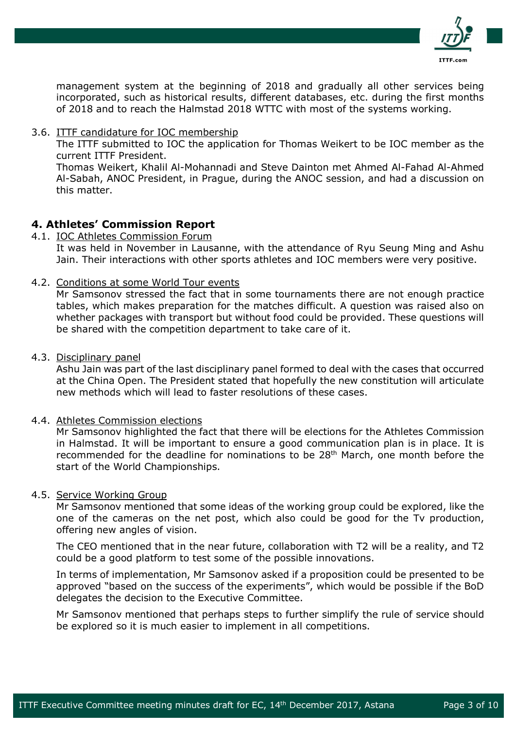management system at the beginning of 2018 and gradually all other services being incorporated, such as historical results, different databases, etc. during the first months of 2018 and to reach the Halmstad 2018 WTTC with most of the systems working.

3.6. ITTF candidature for IOC membership

The ITTF submitted to IOC the application for Thomas Weikert to be IOC member as the current ITTF President.

Thomas Weikert, Khalil Al-Mohannadi and Steve Dainton met Ahmed Al-Fahad Al-Ahmed Al-Sabah, ANOC President, in Prague, during the ANOC session, and had a discussion on this matter.

## 4. Athletes' Commission Report

4.1. IOC Athletes Commission Forum

It was held in November in Lausanne, with the attendance of Ryu Seung Ming and Ashu Jain. Their interactions with other sports athletes and IOC members were very positive.

4.2. Conditions at some World Tour events

Mr Samsonov stressed the fact that in some tournaments there are not enough practice tables, which makes preparation for the matches difficult. A question was raised also on whether packages with transport but without food could be provided. These questions will be shared with the competition department to take care of it.

4.3. Disciplinary panel

Ashu Jain was part of the last disciplinary panel formed to deal with the cases that occurred at the China Open. The President stated that hopefully the new constitution will articulate new methods which will lead to faster resolutions of these cases.

4.4. Athletes Commission elections

Mr Samsonov highlighted the fact that there will be elections for the Athletes Commission in Halmstad. It will be important to ensure a good communication plan is in place. It is recommended for the deadline for nominations to be 28th March, one month before the start of the World Championships.

4.5. Service Working Group

Mr Samsonov mentioned that some ideas of the working group could be explored, like the one of the cameras on the net post, which also could be good for the Tv production, offering new angles of vision.

The CEO mentioned that in the near future, collaboration with T2 will be a reality, and T2 could be a good platform to test some of the possible innovations.

In terms of implementation, Mr Samsonov asked if a proposition could be presented to be approved "based on the success of the experiments", which would be possible if the BoD delegates the decision to the Executive Committee.

Mr Samsonov mentioned that perhaps steps to further simplify the rule of service should be explored so it is much easier to implement in all competitions.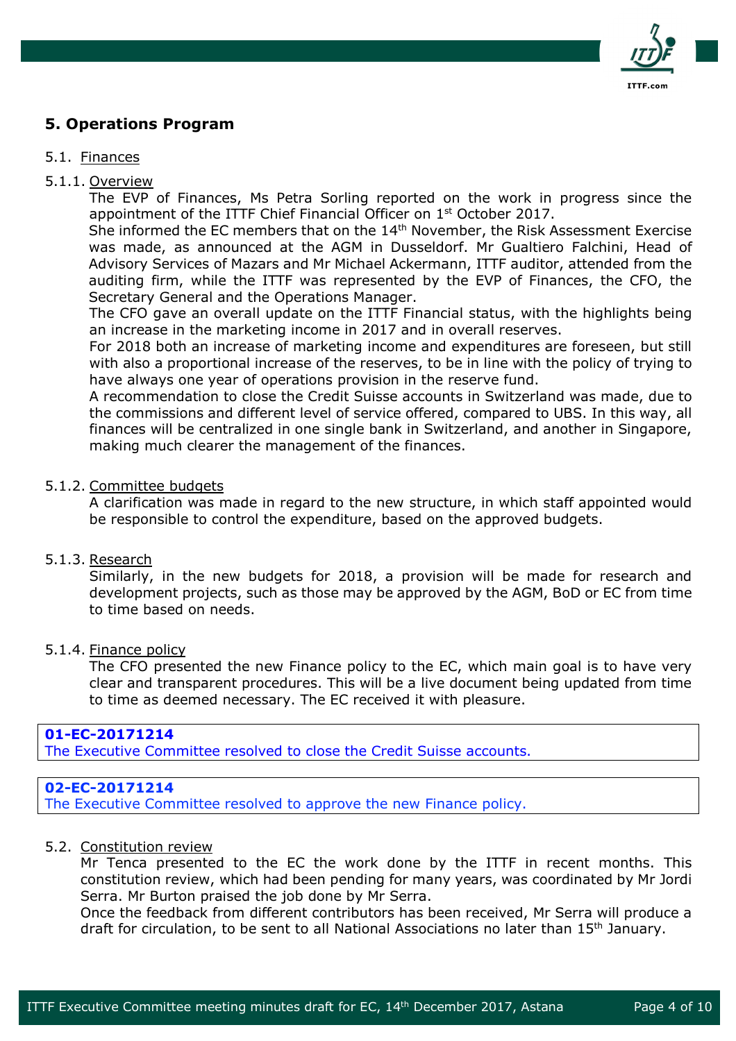## 5. Operations Program

### 5.1. Finances

#### 5.1.1. Overview

The EVP of Finances, Ms Petra Sorling reported on the work in progress since the appointment of the ITTF Chief Financial Officer on 1st October 2017.

She informed the EC members that on the 14th November, the Risk Assessment Exercise was made, as announced at the AGM in Dusseldorf. Mr Gualtiero Falchini, Head of Advisory Services of Mazars and Mr Michael Ackermann, ITTF auditor, attended from the auditing firm, while the ITTF was represented by the EVP of Finances, the CFO, the Secretary General and the Operations Manager.

The CFO gave an overall update on the ITTF Financial status, with the highlights being an increase in the marketing income in 2017 and in overall reserves.

For 2018 both an increase of marketing income and expenditures are foreseen, but still with also a proportional increase of the reserves, to be in line with the policy of trying to have always one year of operations provision in the reserve fund.

A recommendation to close the Credit Suisse accounts in Switzerland was made, due to the commissions and different level of service offered, compared to UBS. In this way, all finances will be centralized in one single bank in Switzerland, and another in Singapore, making much clearer the management of the finances.

#### 5.1.2. Committee budgets

A clarification was made in regard to the new structure, in which staff appointed would be responsible to control the expenditure, based on the approved budgets.

#### 5.1.3. Research

Similarly, in the new budgets for 2018, a provision will be made for research and development projects, such as those may be approved by the AGM, BoD or EC from time to time based on needs.

#### 5.1.4. Finance policy

The CFO presented the new Finance policy to the EC, which main goal is to have very clear and transparent procedures. This will be a live document being updated from time to time as deemed necessary. The EC received it with pleasure.

> **01-EC-20171214**
> The Executive Committee resolved to close the Credit Suisse accounts.

> **02-EC-20171214**
> The Executive Committee resolved to approve the new Finance policy.

### 5.2. Constitution review

Mr Tenca presented to the EC the work done by the ITTF in recent months. This constitution review, which had been pending for many years, was coordinated by Mr Jordi Serra. Mr Burton praised the job done by Mr Serra.

Once the feedback from different contributors has been received, Mr Serra will produce a draft for circulation, to be sent to all National Associations no later than 15th January.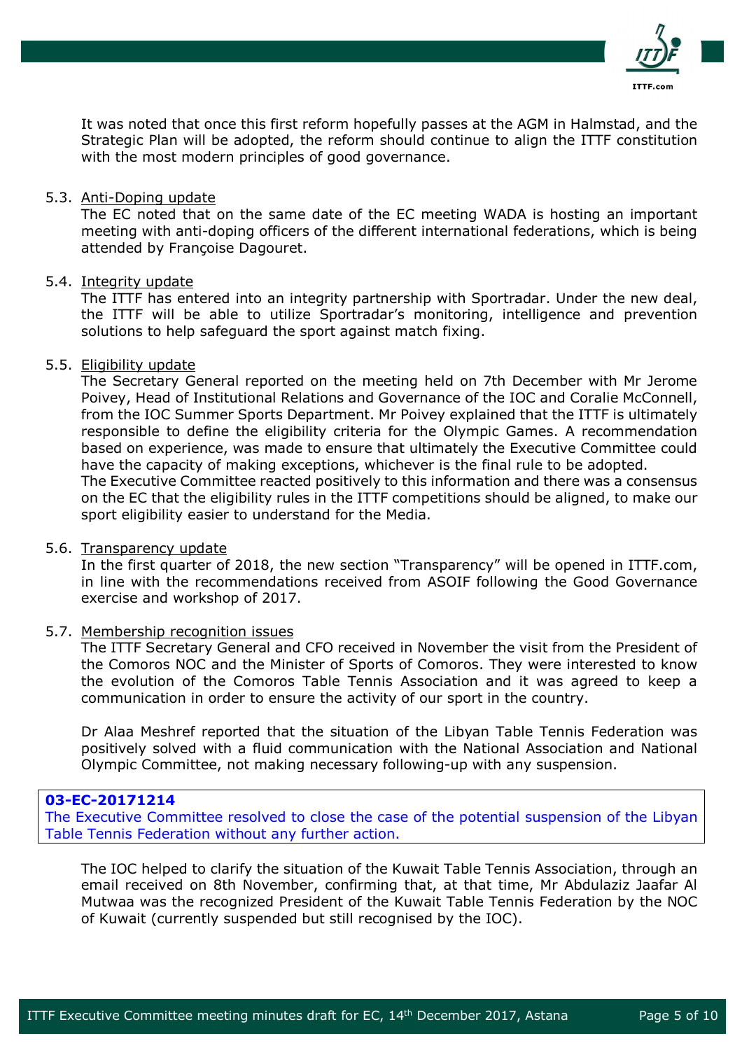It was noted that once this first reform hopefully passes at the AGM in Halmstad, and the Strategic Plan will be adopted, the reform should continue to align the ITTF constitution with the most modern principles of good governance.

5.3. <u>Anti-Doping update</u>

The EC noted that on the same date of the EC meeting WADA is hosting an important meeting with anti-doping officers of the different international federations, which is being attended by Françoise Dagouret.

5.4. <u>Integrity update</u>

The ITTF has entered into an integrity partnership with Sportradar. Under the new deal, the ITTF will be able to utilize Sportradar's monitoring, intelligence and prevention solutions to help safeguard the sport against match fixing.

5.5. <u>Eligibility update</u>

The Secretary General reported on the meeting held on 7th December with Mr Jerome Poivey, Head of Institutional Relations and Governance of the IOC and Coralie McConnell, from the IOC Summer Sports Department. Mr Poivey explained that the ITTF is ultimately responsible to define the eligibility criteria for the Olympic Games. A recommendation based on experience, was made to ensure that ultimately the Executive Committee could have the capacity of making exceptions, whichever is the final rule to be adopted.
The Executive Committee reacted positively to this information and there was a consensus on the EC that the eligibility rules in the ITTF competitions should be aligned, to make our sport eligibility easier to understand for the Media.

5.6. <u>Transparency update</u>

In the first quarter of 2018, the new section "Transparency" will be opened in ITTF.com, in line with the recommendations received from ASOIF following the Good Governance exercise and workshop of 2017.

5.7. <u>Membership recognition issues</u>

The ITTF Secretary General and CFO received in November the visit from the President of the Comoros NOC and the Minister of Sports of Comoros. They were interested to know the evolution of the Comoros Table Tennis Association and it was agreed to keep a communication in order to ensure the activity of our sport in the country.

Dr Alaa Meshref reported that the situation of the Libyan Table Tennis Federation was positively solved with a fluid communication with the National Association and National Olympic Committee, not making necessary following-up with any suspension.

**03-EC-20171214**
The Executive Committee resolved to close the case of the potential suspension of the Libyan Table Tennis Federation without any further action.

The IOC helped to clarify the situation of the Kuwait Table Tennis Association, through an email received on 8th November, confirming that, at that time, Mr Abdulaziz Jaafar Al Mutwaa was the recognized President of the Kuwait Table Tennis Federation by the NOC of Kuwait (currently suspended but still recognised by the IOC).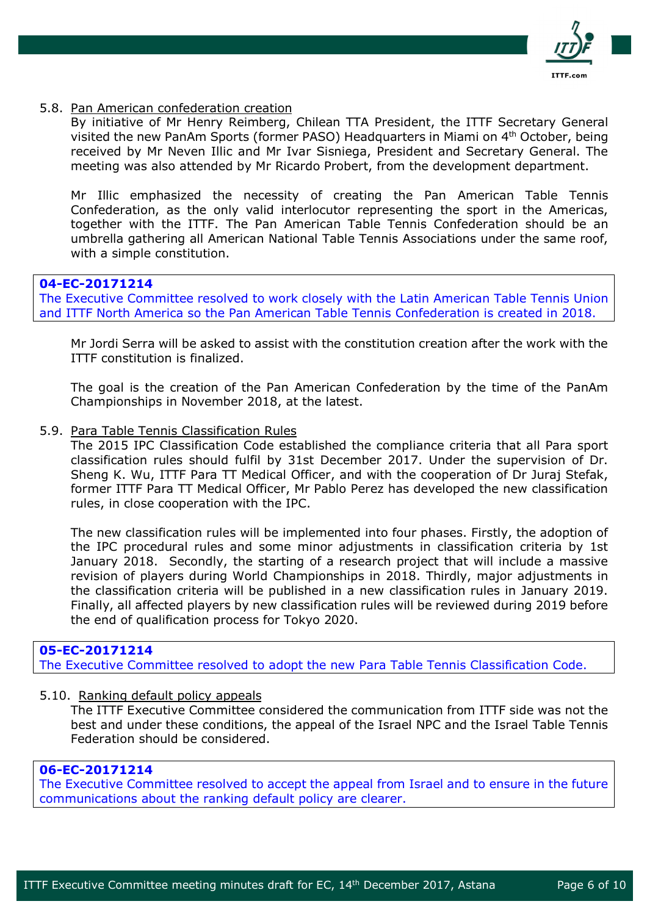5.8. Pan American confederation creation

By initiative of Mr Henry Reimberg, Chilean TTA President, the ITTF Secretary General visited the new PanAm Sports (former PASO) Headquarters in Miami on 4th October, being received by Mr Neven Illic and Mr Ivar Sisniega, President and Secretary General. The meeting was also attended by Mr Ricardo Probert, from the development department.

Mr Illic emphasized the necessity of creating the Pan American Table Tennis Confederation, as the only valid interlocutor representing the sport in the Americas, together with the ITTF. The Pan American Table Tennis Confederation should be an umbrella gathering all American National Table Tennis Associations under the same roof, with a simple constitution.

> **04-EC-20171214**
> The Executive Committee resolved to work closely with the Latin American Table Tennis Union and ITTF North America so the Pan American Table Tennis Confederation is created in 2018.

Mr Jordi Serra will be asked to assist with the constitution creation after the work with the ITTF constitution is finalized.

The goal is the creation of the Pan American Confederation by the time of the PanAm Championships in November 2018, at the latest.

5.9. Para Table Tennis Classification Rules

The 2015 IPC Classification Code established the compliance criteria that all Para sport classification rules should fulfil by 31st December 2017. Under the supervision of Dr. Sheng K. Wu, ITTF Para TT Medical Officer, and with the cooperation of Dr Juraj Stefak, former ITTF Para TT Medical Officer, Mr Pablo Perez has developed the new classification rules, in close cooperation with the IPC.

The new classification rules will be implemented into four phases. Firstly, the adoption of the IPC procedural rules and some minor adjustments in classification criteria by 1st January 2018. Secondly, the starting of a research project that will include a massive revision of players during World Championships in 2018. Thirdly, major adjustments in the classification criteria will be published in a new classification rules in January 2019. Finally, all affected players by new classification rules will be reviewed during 2019 before the end of qualification process for Tokyo 2020.

> **05-EC-20171214**
> The Executive Committee resolved to adopt the new Para Table Tennis Classification Code.

5.10. Ranking default policy appeals

The ITTF Executive Committee considered the communication from ITTF side was not the best and under these conditions, the appeal of the Israel NPC and the Israel Table Tennis Federation should be considered.

> **06-EC-20171214**
> The Executive Committee resolved to accept the appeal from Israel and to ensure in the future communications about the ranking default policy are clearer.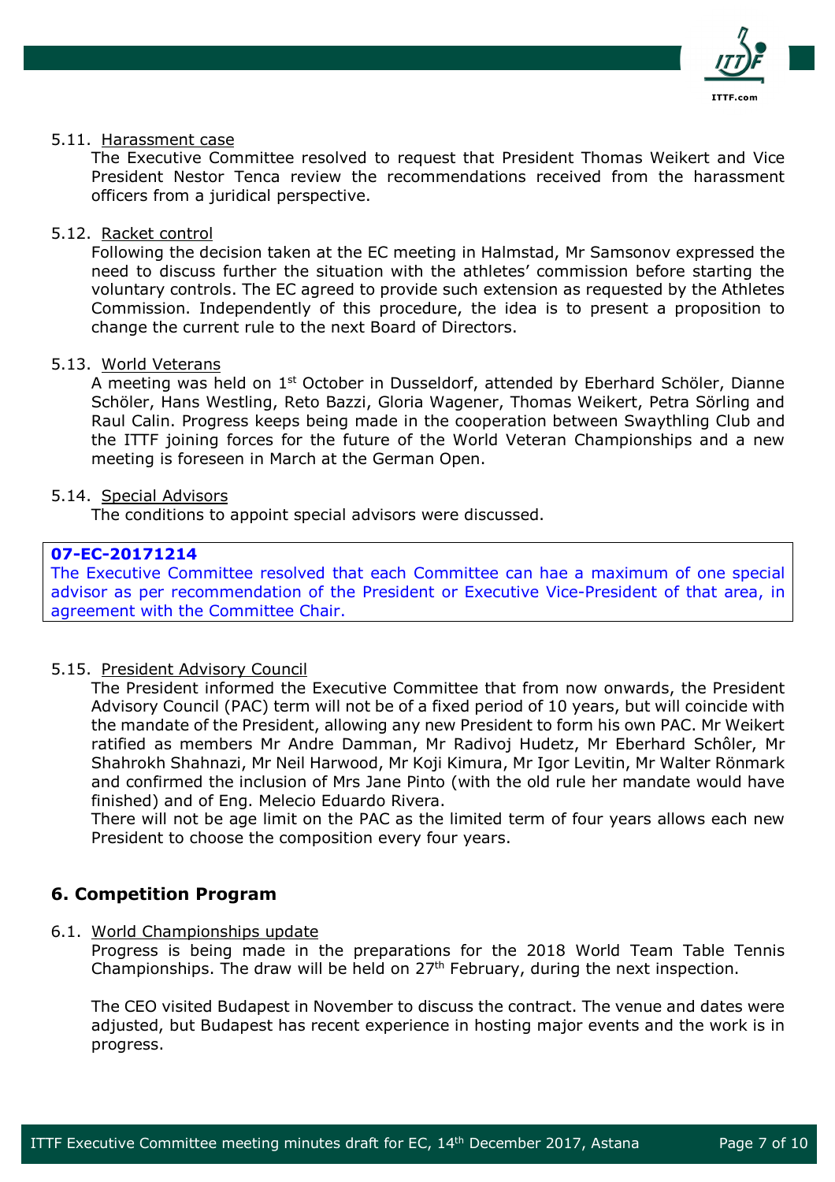5.11. Harassment case

The Executive Committee resolved to request that President Thomas Weikert and Vice President Nestor Tenca review the recommendations received from the harassment officers from a juridical perspective.

5.12. Racket control

Following the decision taken at the EC meeting in Halmstad, Mr Samsonov expressed the need to discuss further the situation with the athletes' commission before starting the voluntary controls. The EC agreed to provide such extension as requested by the Athletes Commission. Independently of this procedure, the idea is to present a proposition to change the current rule to the next Board of Directors.

5.13. World Veterans

A meeting was held on 1st October in Dusseldorf, attended by Eberhard Schöler, Dianne Schöler, Hans Westling, Reto Bazzi, Gloria Wagener, Thomas Weikert, Petra Sörling and Raul Calin. Progress keeps being made in the cooperation between Swaythling Club and the ITTF joining forces for the future of the World Veteran Championships and a new meeting is foreseen in March at the German Open.

5.14. Special Advisors

The conditions to appoint special advisors were discussed.

**07-EC-20171214**
The Executive Committee resolved that each Committee can hae a maximum of one special advisor as per recommendation of the President or Executive Vice-President of that area, in agreement with the Committee Chair.

5.15. President Advisory Council

The President informed the Executive Committee that from now onwards, the President Advisory Council (PAC) term will not be of a fixed period of 10 years, but will coincide with the mandate of the President, allowing any new President to form his own PAC. Mr Weikert ratified as members Mr Andre Damman, Mr Radivoj Hudetz, Mr Eberhard Schôler, Mr Shahrokh Shahnazi, Mr Neil Harwood, Mr Koji Kimura, Mr Igor Levitin, Mr Walter Rönmark and confirmed the inclusion of Mrs Jane Pinto (with the old rule her mandate would have finished) and of Eng. Melecio Eduardo Rivera.

There will not be age limit on the PAC as the limited term of four years allows each new President to choose the composition every four years.

## 6. Competition Program

6.1. World Championships update

Progress is being made in the preparations for the 2018 World Team Table Tennis Championships. The draw will be held on 27th February, during the next inspection.

The CEO visited Budapest in November to discuss the contract. The venue and dates were adjusted, but Budapest has recent experience in hosting major events and the work is in progress.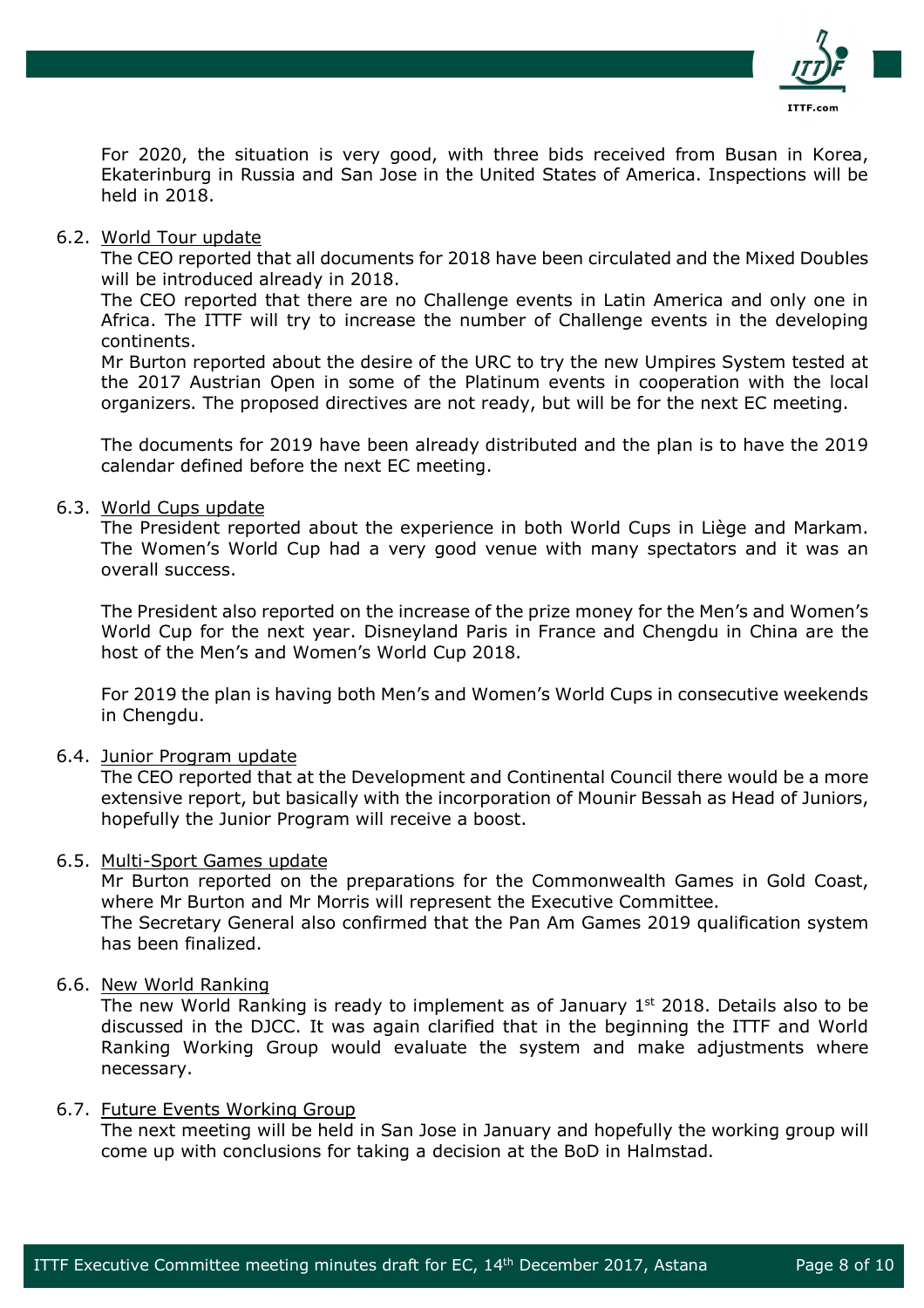For 2020, the situation is very good, with three bids received from Busan in Korea, Ekaterinburg in Russia and San Jose in the United States of America. Inspections will be held in 2018.

6.2. <u>World Tour update</u>

The CEO reported that all documents for 2018 have been circulated and the Mixed Doubles will be introduced already in 2018.

The CEO reported that there are no Challenge events in Latin America and only one in Africa. The ITTF will try to increase the number of Challenge events in the developing continents.

Mr Burton reported about the desire of the URC to try the new Umpires System tested at the 2017 Austrian Open in some of the Platinum events in cooperation with the local organizers. The proposed directives are not ready, but will be for the next EC meeting.

The documents for 2019 have been already distributed and the plan is to have the 2019 calendar defined before the next EC meeting.

6.3. <u>World Cups update</u>

The President reported about the experience in both World Cups in Liège and Markam. The Women's World Cup had a very good venue with many spectators and it was an overall success.

The President also reported on the increase of the prize money for the Men's and Women's World Cup for the next year. Disneyland Paris in France and Chengdu in China are the host of the Men's and Women's World Cup 2018.

For 2019 the plan is having both Men's and Women's World Cups in consecutive weekends in Chengdu.

6.4. <u>Junior Program update</u>

The CEO reported that at the Development and Continental Council there would be a more extensive report, but basically with the incorporation of Mounir Bessah as Head of Juniors, hopefully the Junior Program will receive a boost.

6.5. <u>Multi-Sport Games update</u>

Mr Burton reported on the preparations for the Commonwealth Games in Gold Coast, where Mr Burton and Mr Morris will represent the Executive Committee.

The Secretary General also confirmed that the Pan Am Games 2019 qualification system has been finalized.

6.6. <u>New World Ranking</u>

The new World Ranking is ready to implement as of January 1st 2018. Details also to be discussed in the DJCC. It was again clarified that in the beginning the ITTF and World Ranking Working Group would evaluate the system and make adjustments where necessary.

6.7. <u>Future Events Working Group</u>

The next meeting will be held in San Jose in January and hopefully the working group will come up with conclusions for taking a decision at the BoD in Halmstad.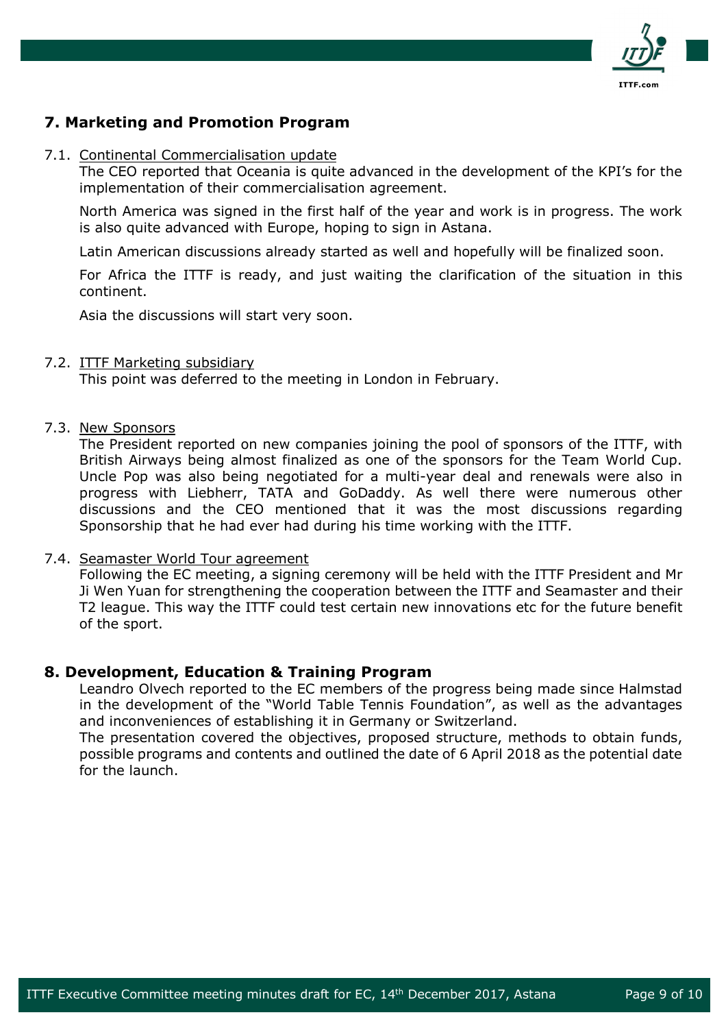## 7. Marketing and Promotion Program

7.1. Continental Commercialisation update

The CEO reported that Oceania is quite advanced in the development of the KPI's for the implementation of their commercialisation agreement.

North America was signed in the first half of the year and work is in progress. The work is also quite advanced with Europe, hoping to sign in Astana.

Latin American discussions already started as well and hopefully will be finalized soon.

For Africa the ITTF is ready, and just waiting the clarification of the situation in this continent.

Asia the discussions will start very soon.

7.2. ITTF Marketing subsidiary

This point was deferred to the meeting in London in February.

7.3. New Sponsors

The President reported on new companies joining the pool of sponsors of the ITTF, with British Airways being almost finalized as one of the sponsors for the Team World Cup. Uncle Pop was also being negotiated for a multi-year deal and renewals were also in progress with Liebherr, TATA and GoDaddy. As well there were numerous other discussions and the CEO mentioned that it was the most discussions regarding Sponsorship that he had ever had during his time working with the ITTF.

7.4. Seamaster World Tour agreement

Following the EC meeting, a signing ceremony will be held with the ITTF President and Mr Ji Wen Yuan for strengthening the cooperation between the ITTF and Seamaster and their T2 league. This way the ITTF could test certain new innovations etc for the future benefit of the sport.

## 8. Development, Education & Training Program

Leandro Olvech reported to the EC members of the progress being made since Halmstad in the development of the "World Table Tennis Foundation", as well as the advantages and inconveniences of establishing it in Germany or Switzerland.

The presentation covered the objectives, proposed structure, methods to obtain funds, possible programs and contents and outlined the date of 6 April 2018 as the potential date for the launch.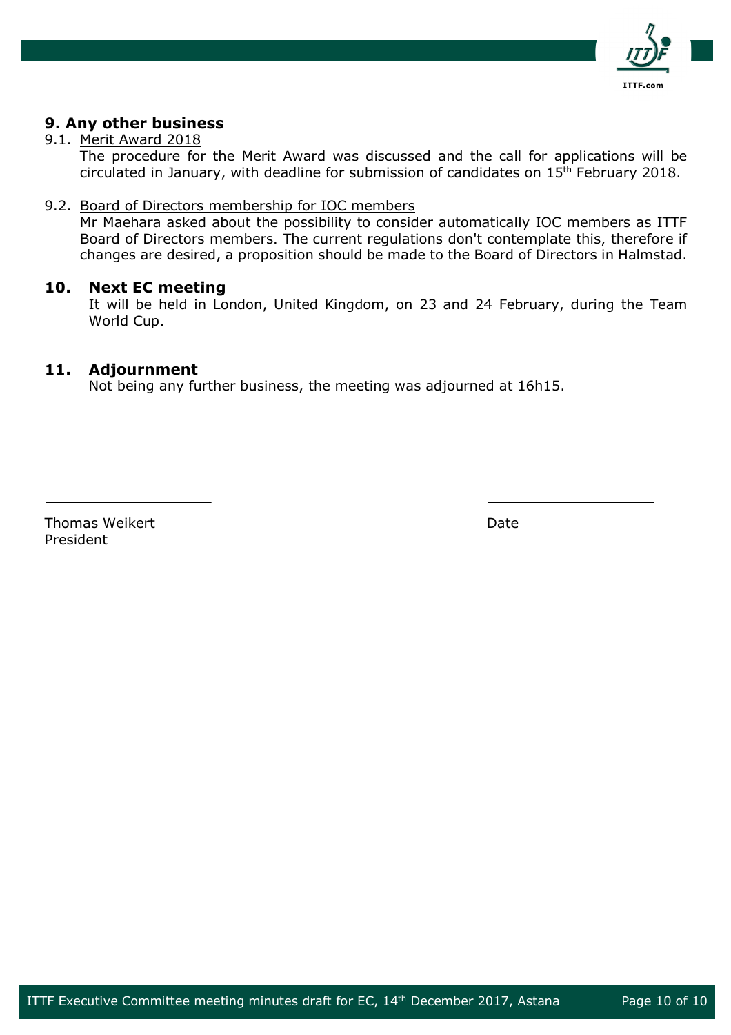## 9. Any other business

9.1. Merit Award 2018

The procedure for the Merit Award was discussed and the call for applications will be circulated in January, with deadline for submission of candidates on 15th February 2018.

9.2. Board of Directors membership for IOC members

Mr Maehara asked about the possibility to consider automatically IOC members as ITTF Board of Directors members. The current regulations don't contemplate this, therefore if changes are desired, a proposition should be made to the Board of Directors in Halmstad.

## 10. Next EC meeting

It will be held in London, United Kingdom, on 23 and 24 February, during the Team World Cup.

## 11. Adjournment

Not being any further business, the meeting was adjourned at 16h15.

\_\_\_\_\_\_\_\_\_\_\_\_\_\_\_\_\_\_\_\_ &nbsp;&nbsp;&nbsp;&nbsp;&nbsp;&nbsp;&nbsp;&nbsp;&nbsp;&nbsp;&nbsp;&nbsp;&nbsp;&nbsp;&nbsp;&nbsp;&nbsp;&nbsp;&nbsp;&nbsp;&nbsp;&nbsp;&nbsp;&nbsp;&nbsp;&nbsp;&nbsp;&nbsp;&nbsp;&nbsp; \_\_\_\_\_\_\_\_\_\_\_\_\_\_\_\_\_\_\_\_

Thomas Weikert &nbsp;&nbsp;&nbsp;&nbsp;&nbsp;&nbsp;&nbsp;&nbsp;&nbsp;&nbsp;&nbsp;&nbsp;&nbsp;&nbsp;&nbsp;&nbsp;&nbsp;&nbsp;&nbsp;&nbsp;&nbsp;&nbsp;&nbsp;&nbsp;&nbsp;&nbsp;&nbsp;&nbsp;&nbsp;&nbsp;&nbsp;&nbsp;&nbsp;&nbsp;&nbsp;&nbsp; Date
President